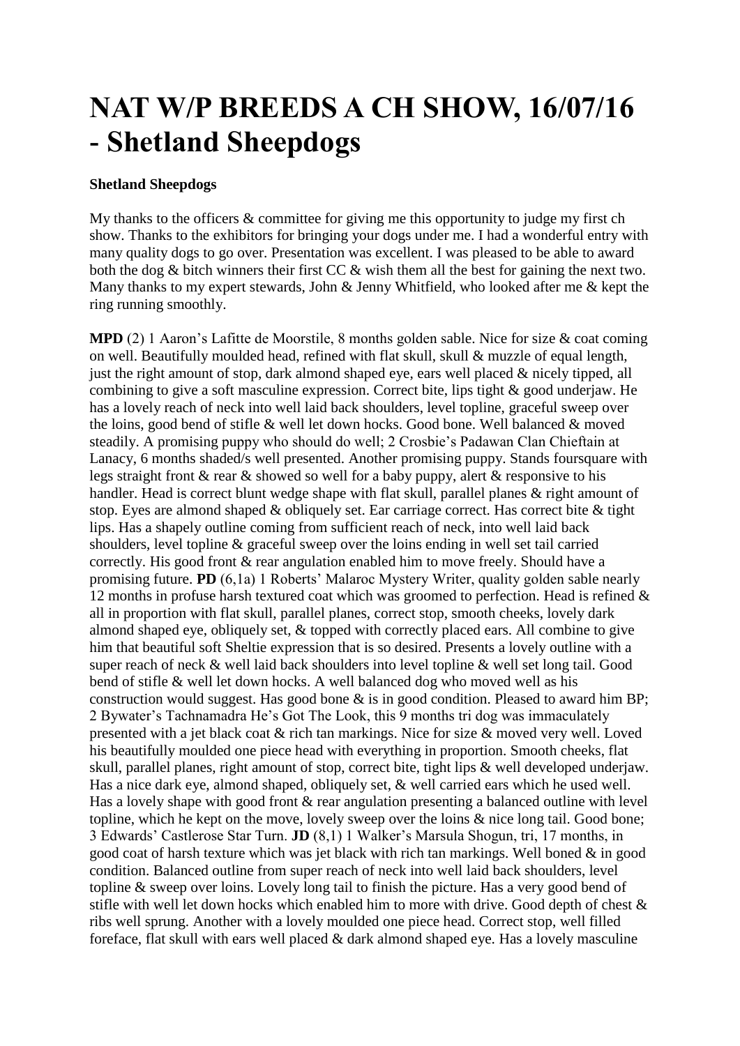# NAT W/P BREEDS A CH SHOW, 16/07/16 - Shetland Sheepdogs

**Shetland Sheepdogs**

My thanks to the officers & committee for giving me this opportunity to judge my first ch show. Thanks to the exhibitors for bringing your dogs under me. I had a wonderful entry with many quality dogs to go over. Presentation was excellent. I was pleased to be able to award both the dog & bitch winners their first CC & wish them all the best for gaining the next two. Many thanks to my expert stewards, John & Jenny Whitfield, who looked after me & kept the ring running smoothly.

**MPD** (2) 1 Aaron's Lafitte de Moorstile, 8 months golden sable. Nice for size & coat coming on well. Beautifully moulded head, refined with flat skull, skull & muzzle of equal length, just the right amount of stop, dark almond shaped eye, ears well placed & nicely tipped, all combining to give a soft masculine expression. Correct bite, lips tight & good underjaw. He has a lovely reach of neck into well laid back shoulders, level topline, graceful sweep over the loins, good bend of stifle & well let down hocks. Good bone. Well balanced & moved steadily. A promising puppy who should do well; 2 Crosbie's Padawan Clan Chieftain at Lanacy, 6 months shaded/s well presented. Another promising puppy. Stands foursquare with legs straight front & rear & showed so well for a baby puppy, alert & responsive to his handler. Head is correct blunt wedge shape with flat skull, parallel planes & right amount of stop. Eyes are almond shaped & obliquely set. Ear carriage correct. Has correct bite & tight lips. Has a shapely outline coming from sufficient reach of neck, into well laid back shoulders, level topline & graceful sweep over the loins ending in well set tail carried correctly. His good front & rear angulation enabled him to move freely. Should have a promising future. **PD** (6,1a) 1 Roberts' Malaroc Mystery Writer, quality golden sable nearly 12 months in profuse harsh textured coat which was groomed to perfection. Head is refined & all in proportion with flat skull, parallel planes, correct stop, smooth cheeks, lovely dark almond shaped eye, obliquely set, & topped with correctly placed ears. All combine to give him that beautiful soft Sheltie expression that is so desired. Presents a lovely outline with a super reach of neck & well laid back shoulders into level topline & well set long tail. Good bend of stifle & well let down hocks. A well balanced dog who moved well as his construction would suggest. Has good bone & is in good condition. Pleased to award him BP; 2 Bywater's Tachnamadra He's Got The Look, this 9 months tri dog was immaculately presented with a jet black coat & rich tan markings. Nice for size & moved very well. Loved his beautifully moulded one piece head with everything in proportion. Smooth cheeks, flat skull, parallel planes, right amount of stop, correct bite, tight lips & well developed underjaw. Has a nice dark eye, almond shaped, obliquely set, & well carried ears which he used well. Has a lovely shape with good front & rear angulation presenting a balanced outline with level topline, which he kept on the move, lovely sweep over the loins & nice long tail. Good bone; 3 Edwards' Castlerose Star Turn. **JD** (8,1) 1 Walker's Marsula Shogun, tri, 17 months, in good coat of harsh texture which was jet black with rich tan markings. Well boned & in good condition. Balanced outline from super reach of neck into well laid back shoulders, level topline & sweep over loins. Lovely long tail to finish the picture. Has a very good bend of stifle with well let down hocks which enabled him to more with drive. Good depth of chest & ribs well sprung. Another with a lovely moulded one piece head. Correct stop, well filled foreface, flat skull with ears well placed & dark almond shaped eye. Has a lovely masculine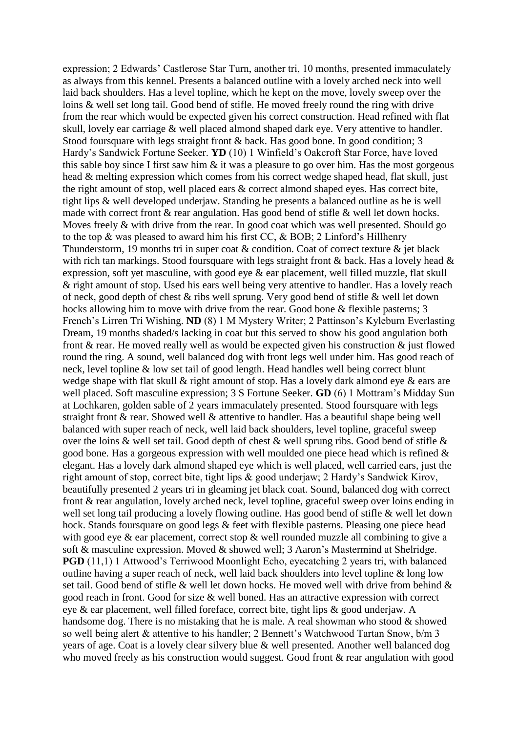expression; 2 Edwards' Castlerose Star Turn, another tri, 10 months, presented immaculately as always from this kennel. Presents a balanced outline with a lovely arched neck into well laid back shoulders. Has a level topline, which he kept on the move, lovely sweep over the loins & well set long tail. Good bend of stifle. He moved freely round the ring with drive from the rear which would be expected given his correct construction. Head refined with flat skull, lovely ear carriage & well placed almond shaped dark eye. Very attentive to handler. Stood foursquare with legs straight front & back. Has good bone. In good condition; 3 Hardy's Sandwick Fortune Seeker. **YD** (10) 1 Winfield's Oakcroft Star Force, have loved this sable boy since I first saw him & it was a pleasure to go over him. Has the most gorgeous head & melting expression which comes from his correct wedge shaped head, flat skull, just the right amount of stop, well placed ears & correct almond shaped eyes. Has correct bite, tight lips & well developed underjaw. Standing he presents a balanced outline as he is well made with correct front & rear angulation. Has good bend of stifle & well let down hocks. Moves freely & with drive from the rear. In good coat which was well presented. Should go to the top & was pleased to award him his first CC, & BOB; 2 Linford's Hillhenry Thunderstorm, 19 months tri in super coat & condition. Coat of correct texture & jet black with rich tan markings. Stood foursquare with legs straight front & back. Has a lovely head & expression, soft yet masculine, with good eye & ear placement, well filled muzzle, flat skull & right amount of stop. Used his ears well being very attentive to handler. Has a lovely reach of neck, good depth of chest & ribs well sprung. Very good bend of stifle & well let down hocks allowing him to move with drive from the rear. Good bone & flexible pasterns; 3 French's Lirren Tri Wishing. **ND** (8) 1 M Mystery Writer; 2 Pattinson's Kyleburn Everlasting Dream, 19 months shaded/s lacking in coat but this served to show his good angulation both front & rear. He moved really well as would be expected given his construction & just flowed round the ring. A sound, well balanced dog with front legs well under him. Has good reach of neck, level topline & low set tail of good length. Head handles well being correct blunt wedge shape with flat skull & right amount of stop. Has a lovely dark almond eye & ears are well placed. Soft masculine expression; 3 S Fortune Seeker. **GD** (6) 1 Mottram's Midday Sun at Lochkaren, golden sable of 2 years immaculately presented. Stood foursquare with legs straight front & rear. Showed well & attentive to handler. Has a beautiful shape being well balanced with super reach of neck, well laid back shoulders, level topline, graceful sweep over the loins & well set tail. Good depth of chest & well sprung ribs. Good bend of stifle & good bone. Has a gorgeous expression with well moulded one piece head which is refined & elegant. Has a lovely dark almond shaped eye which is well placed, well carried ears, just the right amount of stop, correct bite, tight lips & good underjaw; 2 Hardy's Sandwick Kirov, beautifully presented 2 years tri in gleaming jet black coat. Sound, balanced dog with correct front & rear angulation, lovely arched neck, level topline, graceful sweep over loins ending in well set long tail producing a lovely flowing outline. Has good bend of stifle & well let down hock. Stands foursquare on good legs & feet with flexible pasterns. Pleasing one piece head with good eye & ear placement, correct stop & well rounded muzzle all combining to give a soft & masculine expression. Moved & showed well; 3 Aaron's Mastermind at Shelridge. **PGD** (11,1) 1 Attwood's Terriwood Moonlight Echo, eyecatching 2 years tri, with balanced outline having a super reach of neck, well laid back shoulders into level topline & long low set tail. Good bend of stifle & well let down hocks. He moved well with drive from behind & good reach in front. Good for size & well boned. Has an attractive expression with correct eye & ear placement, well filled foreface, correct bite, tight lips & good underjaw. A handsome dog. There is no mistaking that he is male. A real showman who stood & showed so well being alert & attentive to his handler; 2 Bennett's Watchwood Tartan Snow, b/m 3 years of age. Coat is a lovely clear silvery blue & well presented. Another well balanced dog who moved freely as his construction would suggest. Good front & rear angulation with good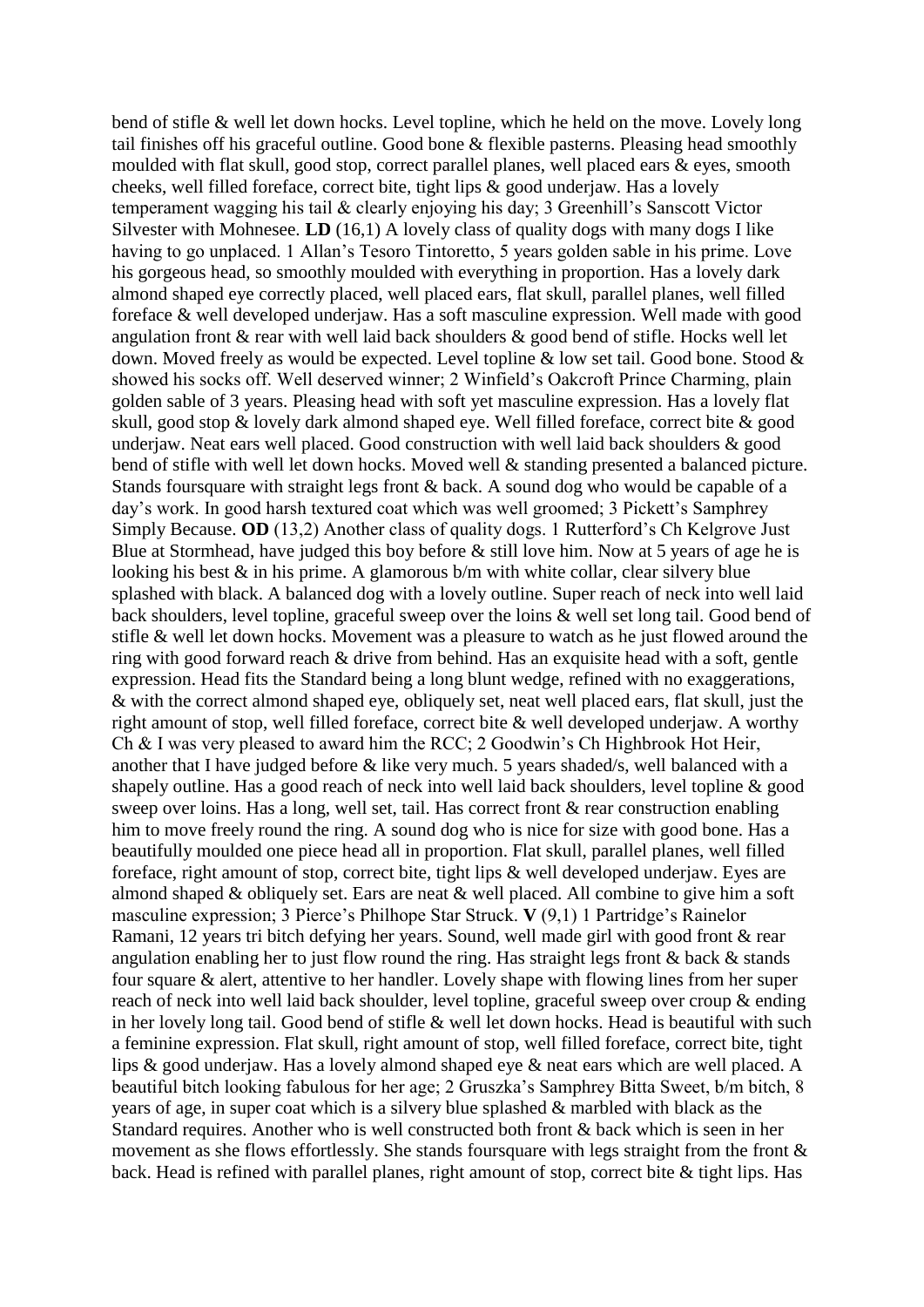bend of stifle & well let down hocks. Level topline, which he held on the move. Lovely long tail finishes off his graceful outline. Good bone & flexible pasterns. Pleasing head smoothly moulded with flat skull, good stop, correct parallel planes, well placed ears & eyes, smooth cheeks, well filled foreface, correct bite, tight lips & good underjaw. Has a lovely temperament wagging his tail & clearly enjoying his day; 3 Greenhill's Sanscott Victor Silvester with Mohnesee. **LD** (16,1) A lovely class of quality dogs with many dogs I like having to go unplaced. 1 Allan's Tesoro Tintoretto, 5 years golden sable in his prime. Love his gorgeous head, so smoothly moulded with everything in proportion. Has a lovely dark almond shaped eye correctly placed, well placed ears, flat skull, parallel planes, well filled foreface & well developed underjaw. Has a soft masculine expression. Well made with good angulation front & rear with well laid back shoulders & good bend of stifle. Hocks well let down. Moved freely as would be expected. Level topline & low set tail. Good bone. Stood & showed his socks off. Well deserved winner; 2 Winfield's Oakcroft Prince Charming, plain golden sable of 3 years. Pleasing head with soft yet masculine expression. Has a lovely flat skull, good stop & lovely dark almond shaped eye. Well filled foreface, correct bite & good underjaw. Neat ears well placed. Good construction with well laid back shoulders & good bend of stifle with well let down hocks. Moved well & standing presented a balanced picture. Stands foursquare with straight legs front & back. A sound dog who would be capable of a day's work. In good harsh textured coat which was well groomed; 3 Pickett's Samphrey Simply Because. **OD** (13,2) Another class of quality dogs. 1 Rutterford's Ch Kelgrove Just Blue at Stormhead, have judged this boy before & still love him. Now at 5 years of age he is looking his best & in his prime. A glamorous b/m with white collar, clear silvery blue splashed with black. A balanced dog with a lovely outline. Super reach of neck into well laid back shoulders, level topline, graceful sweep over the loins & well set long tail. Good bend of stifle & well let down hocks. Movement was a pleasure to watch as he just flowed around the ring with good forward reach & drive from behind. Has an exquisite head with a soft, gentle expression. Head fits the Standard being a long blunt wedge, refined with no exaggerations, & with the correct almond shaped eye, obliquely set, neat well placed ears, flat skull, just the right amount of stop, well filled foreface, correct bite & well developed underjaw. A worthy Ch & I was very pleased to award him the RCC; 2 Goodwin's Ch Highbrook Hot Heir, another that I have judged before & like very much. 5 years shaded/s, well balanced with a shapely outline. Has a good reach of neck into well laid back shoulders, level topline & good sweep over loins. Has a long, well set, tail. Has correct front & rear construction enabling him to move freely round the ring. A sound dog who is nice for size with good bone. Has a beautifully moulded one piece head all in proportion. Flat skull, parallel planes, well filled foreface, right amount of stop, correct bite, tight lips & well developed underjaw. Eyes are almond shaped & obliquely set. Ears are neat & well placed. All combine to give him a soft masculine expression; 3 Pierce's Philhope Star Struck. **V** (9,1) 1 Partridge's Rainelor Ramani, 12 years tri bitch defying her years. Sound, well made girl with good front & rear angulation enabling her to just flow round the ring. Has straight legs front & back & stands four square & alert, attentive to her handler. Lovely shape with flowing lines from her super reach of neck into well laid back shoulder, level topline, graceful sweep over croup & ending in her lovely long tail. Good bend of stifle & well let down hocks. Head is beautiful with such a feminine expression. Flat skull, right amount of stop, well filled foreface, correct bite, tight lips & good underjaw. Has a lovely almond shaped eye & neat ears which are well placed. A beautiful bitch looking fabulous for her age; 2 Gruszka's Samphrey Bitta Sweet, b/m bitch, 8 years of age, in super coat which is a silvery blue splashed & marbled with black as the Standard requires. Another who is well constructed both front & back which is seen in her movement as she flows effortlessly. She stands foursquare with legs straight from the front & back. Head is refined with parallel planes, right amount of stop, correct bite & tight lips. Has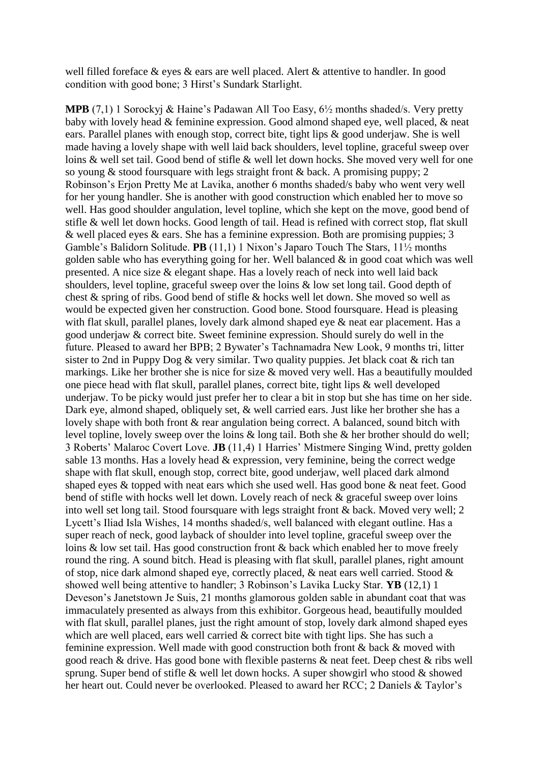well filled foreface & eyes & ears are well placed. Alert & attentive to handler. In good condition with good bone; 3 Hirst's Sundark Starlight.

**MPB** (7,1) 1 Sorockyj & Haine's Padawan All Too Easy, 6½ months shaded/s. Very pretty baby with lovely head & feminine expression. Good almond shaped eye, well placed, & neat ears. Parallel planes with enough stop, correct bite, tight lips & good underjaw. She is well made having a lovely shape with well laid back shoulders, level topline, graceful sweep over loins & well set tail. Good bend of stifle & well let down hocks. She moved very well for one so young & stood foursquare with legs straight front & back. A promising puppy; 2 Robinson's Erjon Pretty Me at Lavika, another 6 months shaded/s baby who went very well for her young handler. She is another with good construction which enabled her to move so well. Has good shoulder angulation, level topline, which she kept on the move, good bend of stifle & well let down hocks. Good length of tail. Head is refined with correct stop, flat skull & well placed eyes & ears. She has a feminine expression. Both are promising puppies; 3 Gamble's Balidorn Solitude. **PB** (11,1) 1 Nixon's Japaro Touch The Stars, 11½ months golden sable who has everything going for her. Well balanced & in good coat which was well presented. A nice size & elegant shape. Has a lovely reach of neck into well laid back shoulders, level topline, graceful sweep over the loins & low set long tail. Good depth of chest & spring of ribs. Good bend of stifle & hocks well let down. She moved so well as would be expected given her construction. Good bone. Stood foursquare. Head is pleasing with flat skull, parallel planes, lovely dark almond shaped eye & neat ear placement. Has a good underjaw & correct bite. Sweet feminine expression. Should surely do well in the future. Pleased to award her BPB; 2 Bywater's Tachnamadra New Look, 9 months tri, litter sister to 2nd in Puppy Dog & very similar. Two quality puppies. Jet black coat & rich tan markings. Like her brother she is nice for size & moved very well. Has a beautifully moulded one piece head with flat skull, parallel planes, correct bite, tight lips & well developed underjaw. To be picky would just prefer her to clear a bit in stop but she has time on her side. Dark eye, almond shaped, obliquely set, & well carried ears. Just like her brother she has a lovely shape with both front & rear angulation being correct. A balanced, sound bitch with level topline, lovely sweep over the loins & long tail. Both she & her brother should do well; 3 Roberts' Malaroc Covert Love. **JB** (11,4) 1 Harries' Mistmere Singing Wind, pretty golden sable 13 months. Has a lovely head & expression, very feminine, being the correct wedge shape with flat skull, enough stop, correct bite, good underjaw, well placed dark almond shaped eyes & topped with neat ears which she used well. Has good bone & neat feet. Good bend of stifle with hocks well let down. Lovely reach of neck & graceful sweep over loins into well set long tail. Stood foursquare with legs straight front & back. Moved very well; 2 Lycett's Iliad Isla Wishes, 14 months shaded/s, well balanced with elegant outline. Has a super reach of neck, good layback of shoulder into level topline, graceful sweep over the loins & low set tail. Has good construction front & back which enabled her to move freely round the ring. A sound bitch. Head is pleasing with flat skull, parallel planes, right amount of stop, nice dark almond shaped eye, correctly placed, & neat ears well carried. Stood & showed well being attentive to handler; 3 Robinson's Lavika Lucky Star. **YB** (12,1) 1 Deveson's Janetstown Je Suis, 21 months glamorous golden sable in abundant coat that was immaculately presented as always from this exhibitor. Gorgeous head, beautifully moulded with flat skull, parallel planes, just the right amount of stop, lovely dark almond shaped eyes which are well placed, ears well carried & correct bite with tight lips. She has such a feminine expression. Well made with good construction both front & back & moved with good reach & drive. Has good bone with flexible pasterns & neat feet. Deep chest & ribs well sprung. Super bend of stifle & well let down hocks. A super showgirl who stood & showed her heart out. Could never be overlooked. Pleased to award her RCC; 2 Daniels & Taylor's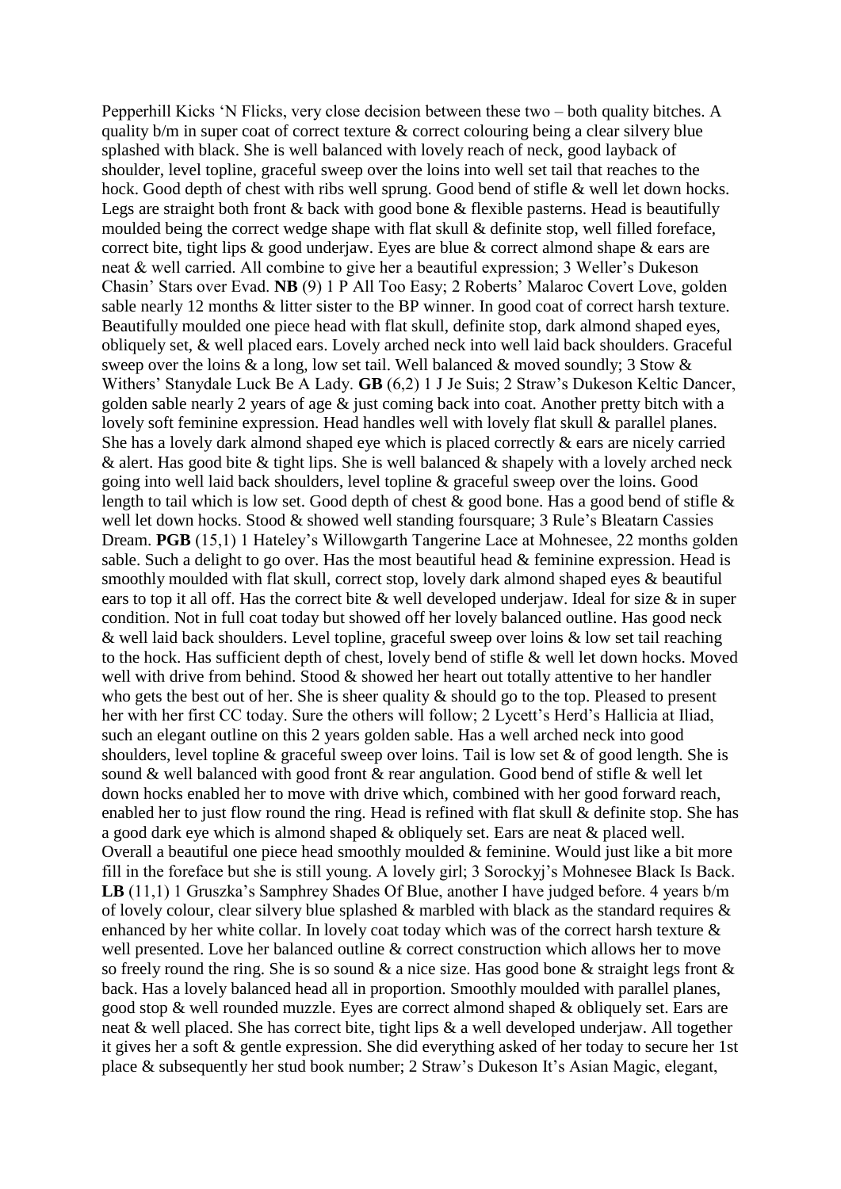Pepperhill Kicks 'N Flicks, very close decision between these two – both quality bitches. A quality b/m in super coat of correct texture & correct colouring being a clear silvery blue splashed with black. She is well balanced with lovely reach of neck, good layback of shoulder, level topline, graceful sweep over the loins into well set tail that reaches to the hock. Good depth of chest with ribs well sprung. Good bend of stifle & well let down hocks. Legs are straight both front & back with good bone & flexible pasterns. Head is beautifully moulded being the correct wedge shape with flat skull & definite stop, well filled foreface, correct bite, tight lips & good underjaw. Eyes are blue & correct almond shape & ears are neat & well carried. All combine to give her a beautiful expression; 3 Weller's Dukeson Chasin' Stars over Evad. **NB** (9) 1 P All Too Easy; 2 Roberts' Malaroc Covert Love, golden sable nearly 12 months & litter sister to the BP winner. In good coat of correct harsh texture. Beautifully moulded one piece head with flat skull, definite stop, dark almond shaped eyes, obliquely set, & well placed ears. Lovely arched neck into well laid back shoulders. Graceful sweep over the loins & a long, low set tail. Well balanced & moved soundly; 3 Stow & Withers' Stanydale Luck Be A Lady. **GB** (6,2) 1 J Je Suis; 2 Straw's Dukeson Keltic Dancer, golden sable nearly 2 years of age & just coming back into coat. Another pretty bitch with a lovely soft feminine expression. Head handles well with lovely flat skull & parallel planes. She has a lovely dark almond shaped eye which is placed correctly & ears are nicely carried & alert. Has good bite & tight lips. She is well balanced & shapely with a lovely arched neck going into well laid back shoulders, level topline & graceful sweep over the loins. Good length to tail which is low set. Good depth of chest & good bone. Has a good bend of stifle & well let down hocks. Stood & showed well standing foursquare; 3 Rule's Bleatarn Cassies Dream. **PGB** (15,1) 1 Hateley's Willowgarth Tangerine Lace at Mohnesee, 22 months golden sable. Such a delight to go over. Has the most beautiful head & feminine expression. Head is smoothly moulded with flat skull, correct stop, lovely dark almond shaped eyes & beautiful ears to top it all off. Has the correct bite & well developed underjaw. Ideal for size & in super condition. Not in full coat today but showed off her lovely balanced outline. Has good neck & well laid back shoulders. Level topline, graceful sweep over loins & low set tail reaching to the hock. Has sufficient depth of chest, lovely bend of stifle & well let down hocks. Moved well with drive from behind. Stood & showed her heart out totally attentive to her handler who gets the best out of her. She is sheer quality & should go to the top. Pleased to present her with her first CC today. Sure the others will follow; 2 Lycett's Herd's Hallicia at Iliad, such an elegant outline on this 2 years golden sable. Has a well arched neck into good shoulders, level topline & graceful sweep over loins. Tail is low set & of good length. She is sound & well balanced with good front & rear angulation. Good bend of stifle & well let down hocks enabled her to move with drive which, combined with her good forward reach, enabled her to just flow round the ring. Head is refined with flat skull & definite stop. She has a good dark eye which is almond shaped & obliquely set. Ears are neat & placed well. Overall a beautiful one piece head smoothly moulded & feminine. Would just like a bit more fill in the foreface but she is still young. A lovely girl; 3 Sorockyj's Mohnesee Black Is Back. **LB** (11,1) 1 Gruszka's Samphrey Shades Of Blue, another I have judged before. 4 years b/m of lovely colour, clear silvery blue splashed & marbled with black as the standard requires & enhanced by her white collar. In lovely coat today which was of the correct harsh texture & well presented. Love her balanced outline & correct construction which allows her to move so freely round the ring. She is so sound & a nice size. Has good bone & straight legs front & back. Has a lovely balanced head all in proportion. Smoothly moulded with parallel planes, good stop & well rounded muzzle. Eyes are correct almond shaped & obliquely set. Ears are neat & well placed. She has correct bite, tight lips & a well developed underjaw. All together it gives her a soft & gentle expression. She did everything asked of her today to secure her 1st place & subsequently her stud book number; 2 Straw's Dukeson It's Asian Magic, elegant,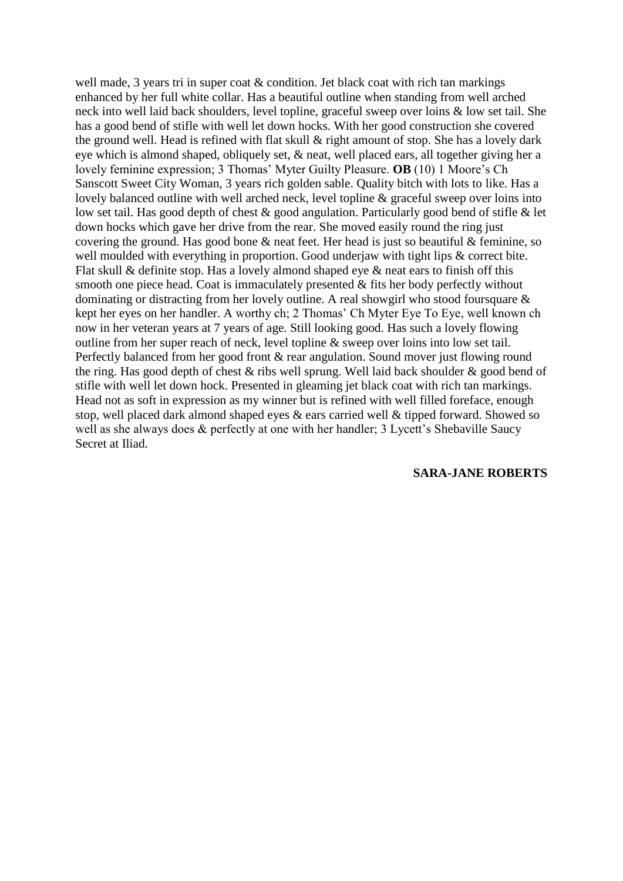well made, 3 years tri in super coat & condition. Jet black coat with rich tan markings enhanced by her full white collar. Has a beautiful outline when standing from well arched neck into well laid back shoulders, level topline, graceful sweep over loins & low set tail. She has a good bend of stifle with well let down hocks. With her good construction she covered the ground well. Head is refined with flat skull & right amount of stop. She has a lovely dark eye which is almond shaped, obliquely set, & neat, well placed ears, all together giving her a lovely feminine expression; 3 Thomas' Myter Guilty Pleasure. **OB** (10) 1 Moore's Ch Sanscott Sweet City Woman, 3 years rich golden sable. Quality bitch with lots to like. Has a lovely balanced outline with well arched neck, level topline & graceful sweep over loins into low set tail. Has good depth of chest & good angulation. Particularly good bend of stifle & let down hocks which gave her drive from the rear. She moved easily round the ring just covering the ground. Has good bone & neat feet. Her head is just so beautiful & feminine, so well moulded with everything in proportion. Good underjaw with tight lips & correct bite. Flat skull & definite stop. Has a lovely almond shaped eye & neat ears to finish off this smooth one piece head. Coat is immaculately presented & fits her body perfectly without dominating or distracting from her lovely outline. A real showgirl who stood foursquare & kept her eyes on her handler. A worthy ch; 2 Thomas' Ch Myter Eye To Eye, well known ch now in her veteran years at 7 years of age. Still looking good. Has such a lovely flowing outline from her super reach of neck, level topline & sweep over loins into low set tail. Perfectly balanced from her good front & rear angulation. Sound mover just flowing round the ring. Has good depth of chest & ribs well sprung. Well laid back shoulder & good bend of stifle with well let down hock. Presented in gleaming jet black coat with rich tan markings. Head not as soft in expression as my winner but is refined with well filled foreface, enough stop, well placed dark almond shaped eyes & ears carried well & tipped forward. Showed so well as she always does & perfectly at one with her handler; 3 Lycett's Shebaville Saucy Secret at Iliad.

**SARA-JANE ROBERTS**